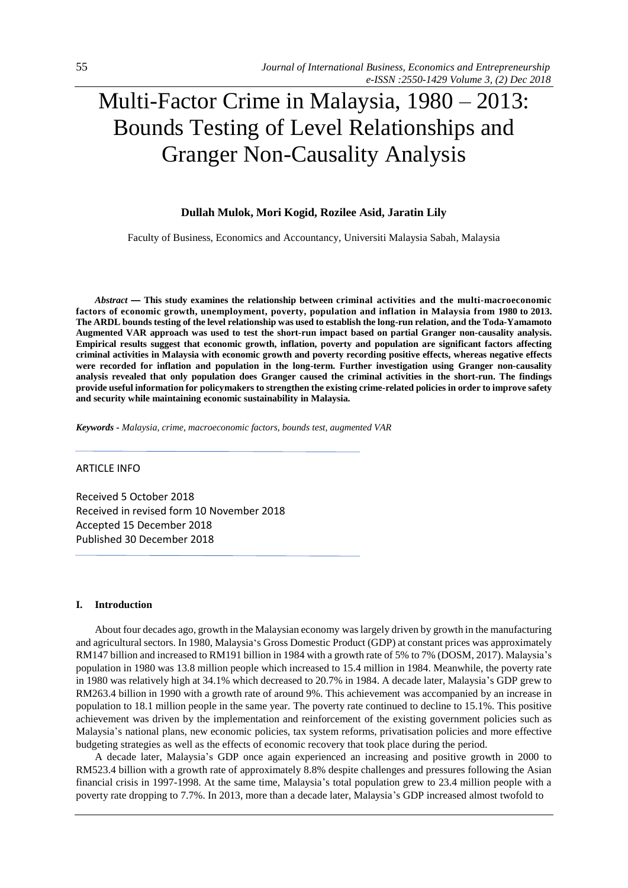# Multi-Factor Crime in Malaysia, 1980 – 2013: Bounds Testing of Level Relationships and Granger Non-Causality Analysis

**Dullah Mulok, Mori Kogid, Rozilee Asid, Jaratin Lily**

Faculty of Business, Economics and Accountancy, Universiti Malaysia Sabah, Malaysia

***Abstract*** **— This study examines the relationship between criminal activities and the multi-macroeconomic factors of economic growth, unemployment, poverty, population and inflation in Malaysia from 1980 to 2013. The ARDL bounds testing of the level relationship was used to establish the long-run relation, and the Toda-Yamamoto Augmented VAR approach was used to test the short-run impact based on partial Granger non-causality analysis. Empirical results suggest that economic growth, inflation, poverty and population are significant factors affecting criminal activities in Malaysia with economic growth and poverty recording positive effects, whereas negative effects were recorded for inflation and population in the long-term. Further investigation using Granger non-causality analysis revealed that only population does Granger caused the criminal activities in the short-run. The findings provide useful information for policymakers to strengthen the existing crime-related policies in order to improve safety and security while maintaining economic sustainability in Malaysia.**

***Keywords** - Malaysia, crime, macroeconomic factors, bounds test, augmented VAR*

ARTICLE INFO

Received 5 October 2018
Received in revised form 10 November 2018
Accepted 15 December 2018
Published 30 December 2018

## I. Introduction

About four decades ago, growth in the Malaysian economy was largely driven by growth in the manufacturing and agricultural sectors. In 1980, Malaysia's Gross Domestic Product (GDP) at constant prices was approximately RM147 billion and increased to RM191 billion in 1984 with a growth rate of 5% to 7% (DOSM, 2017). Malaysia's population in 1980 was 13.8 million people which increased to 15.4 million in 1984. Meanwhile, the poverty rate in 1980 was relatively high at 34.1% which decreased to 20.7% in 1984. A decade later, Malaysia's GDP grew to RM263.4 billion in 1990 with a growth rate of around 9%. This achievement was accompanied by an increase in population to 18.1 million people in the same year. The poverty rate continued to decline to 15.1%. This positive achievement was driven by the implementation and reinforcement of the existing government policies such as Malaysia's national plans, new economic policies, tax system reforms, privatisation policies and more effective budgeting strategies as well as the effects of economic recovery that took place during the period.

A decade later, Malaysia's GDP once again experienced an increasing and positive growth in 2000 to RM523.4 billion with a growth rate of approximately 8.8% despite challenges and pressures following the Asian financial crisis in 1997-1998. At the same time, Malaysia's total population grew to 23.4 million people with a poverty rate dropping to 7.7%. In 2013, more than a decade later, Malaysia's GDP increased almost twofold to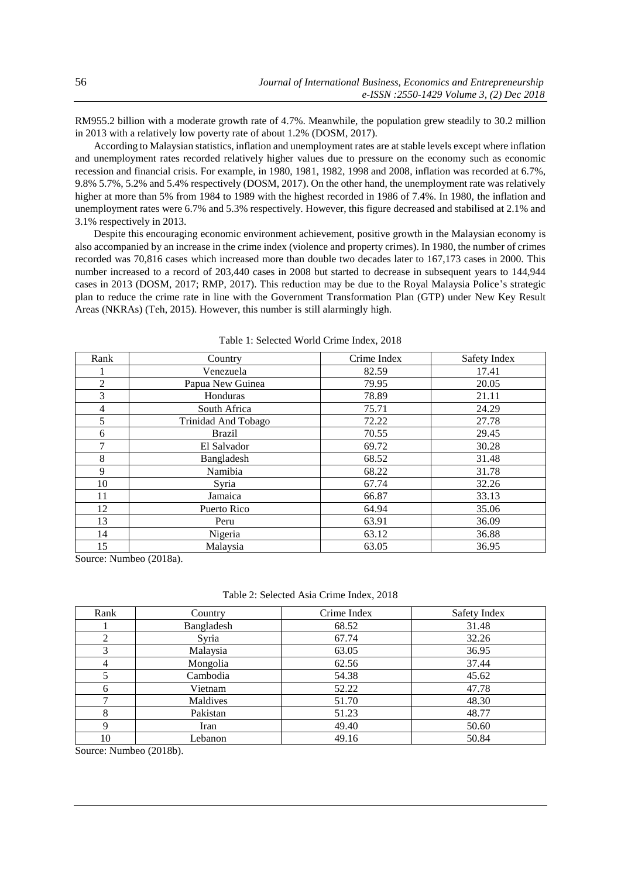RM955.2 billion with a moderate growth rate of 4.7%. Meanwhile, the population grew steadily to 30.2 million in 2013 with a relatively low poverty rate of about 1.2% (DOSM, 2017).

According to Malaysian statistics, inflation and unemployment rates are at stable levels except where inflation and unemployment rates recorded relatively higher values due to pressure on the economy such as economic recession and financial crisis. For example, in 1980, 1981, 1982, 1998 and 2008, inflation was recorded at 6.7%, 9.8% 5.7%, 5.2% and 5.4% respectively (DOSM, 2017). On the other hand, the unemployment rate was relatively higher at more than 5% from 1984 to 1989 with the highest recorded in 1986 of 7.4%. In 1980, the inflation and unemployment rates were 6.7% and 5.3% respectively. However, this figure decreased and stabilised at 2.1% and 3.1% respectively in 2013.

Despite this encouraging economic environment achievement, positive growth in the Malaysian economy is also accompanied by an increase in the crime index (violence and property crimes). In 1980, the number of crimes recorded was 70,816 cases which increased more than double two decades later to 167,173 cases in 2000. This number increased to a record of 203,440 cases in 2008 but started to decrease in subsequent years to 144,944 cases in 2013 (DOSM, 2017; RMP, 2017). This reduction may be due to the Royal Malaysia Police's strategic plan to reduce the crime rate in line with the Government Transformation Plan (GTP) under New Key Result Areas (NKRAs) (Teh, 2015). However, this number is still alarmingly high.

Table 1: Selected World Crime Index, 2018

| Rank | Country | Crime Index | Safety Index |
|---|---|---|---|
| 1 | Venezuela | 82.59 | 17.41 |
| 2 | Papua New Guinea | 79.95 | 20.05 |
| 3 | Honduras | 78.89 | 21.11 |
| 4 | South Africa | 75.71 | 24.29 |
| 5 | Trinidad And Tobago | 72.22 | 27.78 |
| 6 | Brazil | 70.55 | 29.45 |
| 7 | El Salvador | 69.72 | 30.28 |
| 8 | Bangladesh | 68.52 | 31.48 |
| 9 | Namibia | 68.22 | 31.78 |
| 10 | Syria | 67.74 | 32.26 |
| 11 | Jamaica | 66.87 | 33.13 |
| 12 | Puerto Rico | 64.94 | 35.06 |
| 13 | Peru | 63.91 | 36.09 |
| 14 | Nigeria | 63.12 | 36.88 |
| 15 | Malaysia | 63.05 | 36.95 |

Source: Numbeo (2018a).

Table 2: Selected Asia Crime Index, 2018

| Rank | Country | Crime Index | Safety Index |
|---|---|---|---|
| 1 | Bangladesh | 68.52 | 31.48 |
| 2 | Syria | 67.74 | 32.26 |
| 3 | Malaysia | 63.05 | 36.95 |
| 4 | Mongolia | 62.56 | 37.44 |
| 5 | Cambodia | 54.38 | 45.62 |
| 6 | Vietnam | 52.22 | 47.78 |
| 7 | Maldives | 51.70 | 48.30 |
| 8 | Pakistan | 51.23 | 48.77 |
| 9 | Iran | 49.40 | 50.60 |
| 10 | Lebanon | 49.16 | 50.84 |

Source: Numbeo (2018b).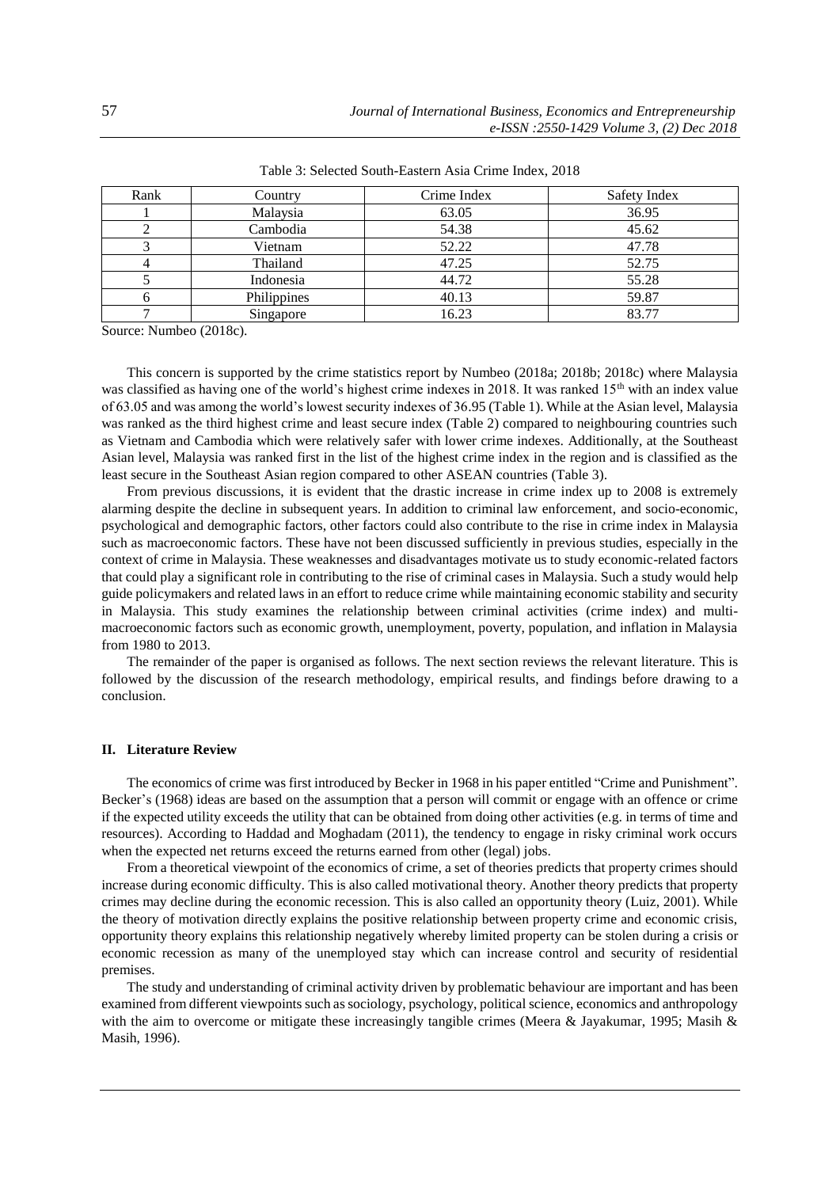Table 3: Selected South-Eastern Asia Crime Index, 2018

| Rank | Country | Crime Index | Safety Index |
|---|---|---|---|
| 1 | Malaysia | 63.05 | 36.95 |
| 2 | Cambodia | 54.38 | 45.62 |
| 3 | Vietnam | 52.22 | 47.78 |
| 4 | Thailand | 47.25 | 52.75 |
| 5 | Indonesia | 44.72 | 55.28 |
| 6 | Philippines | 40.13 | 59.87 |
| 7 | Singapore | 16.23 | 83.77 |

Source: Numbeo (2018c).

This concern is supported by the crime statistics report by Numbeo (2018a; 2018b; 2018c) where Malaysia was classified as having one of the world's highest crime indexes in 2018. It was ranked 15th with an index value of 63.05 and was among the world's lowest security indexes of 36.95 (Table 1). While at the Asian level, Malaysia was ranked as the third highest crime and least secure index (Table 2) compared to neighbouring countries such as Vietnam and Cambodia which were relatively safer with lower crime indexes. Additionally, at the Southeast Asian level, Malaysia was ranked first in the list of the highest crime index in the region and is classified as the least secure in the Southeast Asian region compared to other ASEAN countries (Table 3).

From previous discussions, it is evident that the drastic increase in crime index up to 2008 is extremely alarming despite the decline in subsequent years. In addition to criminal law enforcement, and socio-economic, psychological and demographic factors, other factors could also contribute to the rise in crime index in Malaysia such as macroeconomic factors. These have not been discussed sufficiently in previous studies, especially in the context of crime in Malaysia. These weaknesses and disadvantages motivate us to study economic-related factors that could play a significant role in contributing to the rise of criminal cases in Malaysia. Such a study would help guide policymakers and related laws in an effort to reduce crime while maintaining economic stability and security in Malaysia. This study examines the relationship between criminal activities (crime index) and multi-macroeconomic factors such as economic growth, unemployment, poverty, population, and inflation in Malaysia from 1980 to 2013.

The remainder of the paper is organised as follows. The next section reviews the relevant literature. This is followed by the discussion of the research methodology, empirical results, and findings before drawing to a conclusion.

## II. Literature Review

The economics of crime was first introduced by Becker in 1968 in his paper entitled "Crime and Punishment". Becker's (1968) ideas are based on the assumption that a person will commit or engage with an offence or crime if the expected utility exceeds the utility that can be obtained from doing other activities (e.g. in terms of time and resources). According to Haddad and Moghadam (2011), the tendency to engage in risky criminal work occurs when the expected net returns exceed the returns earned from other (legal) jobs.

From a theoretical viewpoint of the economics of crime, a set of theories predicts that property crimes should increase during economic difficulty. This is also called motivational theory. Another theory predicts that property crimes may decline during the economic recession. This is also called an opportunity theory (Luiz, 2001). While the theory of motivation directly explains the positive relationship between property crime and economic crisis, opportunity theory explains this relationship negatively whereby limited property can be stolen during a crisis or economic recession as many of the unemployed stay which can increase control and security of residential premises.

The study and understanding of criminal activity driven by problematic behaviour are important and has been examined from different viewpoints such as sociology, psychology, political science, economics and anthropology with the aim to overcome or mitigate these increasingly tangible crimes (Meera & Jayakumar, 1995; Masih & Masih, 1996).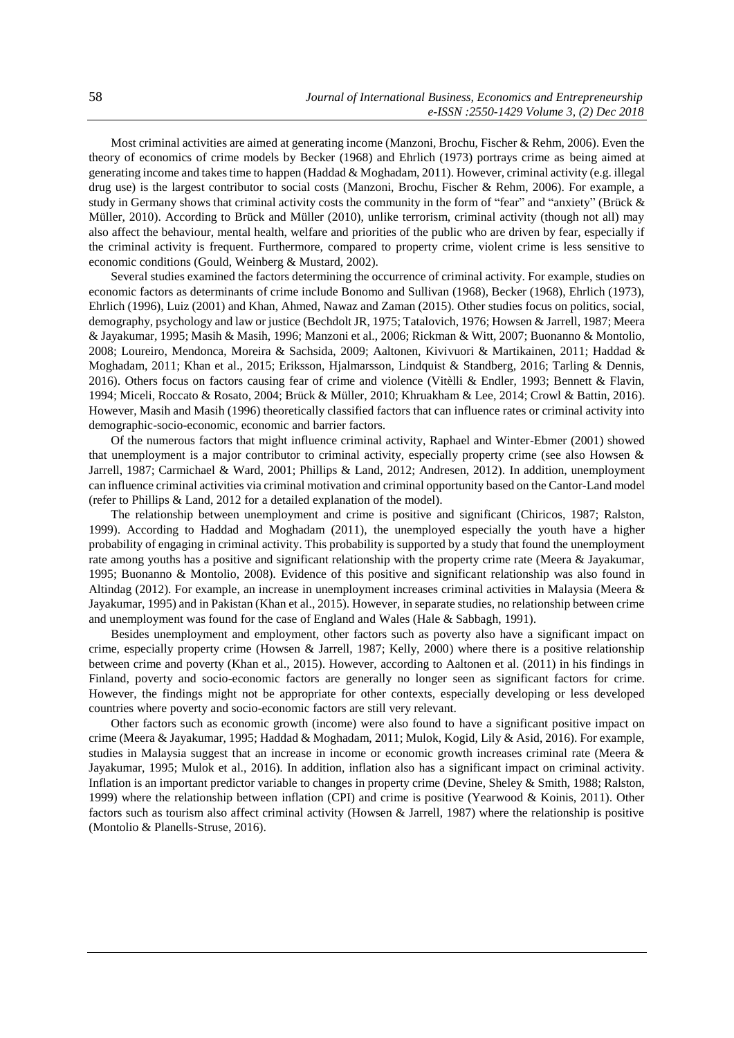Most criminal activities are aimed at generating income (Manzoni, Brochu, Fischer & Rehm, 2006). Even the theory of economics of crime models by Becker (1968) and Ehrlich (1973) portrays crime as being aimed at generating income and takes time to happen (Haddad & Moghadam, 2011). However, criminal activity (e.g. illegal drug use) is the largest contributor to social costs (Manzoni, Brochu, Fischer & Rehm, 2006). For example, a study in Germany shows that criminal activity costs the community in the form of "fear" and "anxiety" (Brück & Müller, 2010). According to Brück and Müller (2010), unlike terrorism, criminal activity (though not all) may also affect the behaviour, mental health, welfare and priorities of the public who are driven by fear, especially if the criminal activity is frequent. Furthermore, compared to property crime, violent crime is less sensitive to economic conditions (Gould, Weinberg & Mustard, 2002).

Several studies examined the factors determining the occurrence of criminal activity. For example, studies on economic factors as determinants of crime include Bonomo and Sullivan (1968), Becker (1968), Ehrlich (1973), Ehrlich (1996), Luiz (2001) and Khan, Ahmed, Nawaz and Zaman (2015). Other studies focus on politics, social, demography, psychology and law or justice (Bechdolt JR, 1975; Tatalovich, 1976; Howsen & Jarrell, 1987; Meera & Jayakumar, 1995; Masih & Masih, 1996; Manzoni et al., 2006; Rickman & Witt, 2007; Buonanno & Montolio, 2008; Loureiro, Mendonca, Moreira & Sachsida, 2009; Aaltonen, Kivivuori & Martikainen, 2011; Haddad & Moghadam, 2011; Khan et al., 2015; Eriksson, Hjalmarsson, Lindquist & Standberg, 2016; Tarling & Dennis, 2016). Others focus on factors causing fear of crime and violence (Vitèlli & Endler, 1993; Bennett & Flavin, 1994; Miceli, Roccato & Rosato, 2004; Brück & Müller, 2010; Khruakham & Lee, 2014; Crowl & Battin, 2016). However, Masih and Masih (1996) theoretically classified factors that can influence rates or criminal activity into demographic-socio-economic, economic and barrier factors.

Of the numerous factors that might influence criminal activity, Raphael and Winter-Ebmer (2001) showed that unemployment is a major contributor to criminal activity, especially property crime (see also Howsen & Jarrell, 1987; Carmichael & Ward, 2001; Phillips & Land, 2012; Andresen, 2012). In addition, unemployment can influence criminal activities via criminal motivation and criminal opportunity based on the Cantor-Land model (refer to Phillips & Land, 2012 for a detailed explanation of the model).

The relationship between unemployment and crime is positive and significant (Chiricos, 1987; Ralston, 1999). According to Haddad and Moghadam (2011), the unemployed especially the youth have a higher probability of engaging in criminal activity. This probability is supported by a study that found the unemployment rate among youths has a positive and significant relationship with the property crime rate (Meera & Jayakumar, 1995; Buonanno & Montolio, 2008). Evidence of this positive and significant relationship was also found in Altindag (2012). For example, an increase in unemployment increases criminal activities in Malaysia (Meera & Jayakumar, 1995) and in Pakistan (Khan et al., 2015). However, in separate studies, no relationship between crime and unemployment was found for the case of England and Wales (Hale & Sabbagh, 1991).

Besides unemployment and employment, other factors such as poverty also have a significant impact on crime, especially property crime (Howsen & Jarrell, 1987; Kelly, 2000) where there is a positive relationship between crime and poverty (Khan et al., 2015). However, according to Aaltonen et al. (2011) in his findings in Finland, poverty and socio-economic factors are generally no longer seen as significant factors for crime. However, the findings might not be appropriate for other contexts, especially developing or less developed countries where poverty and socio-economic factors are still very relevant.

Other factors such as economic growth (income) were also found to have a significant positive impact on crime (Meera & Jayakumar, 1995; Haddad & Moghadam, 2011; Mulok, Kogid, Lily & Asid, 2016). For example, studies in Malaysia suggest that an increase in income or economic growth increases criminal rate (Meera & Jayakumar, 1995; Mulok et al., 2016). In addition, inflation also has a significant impact on criminal activity. Inflation is an important predictor variable to changes in property crime (Devine, Sheley & Smith, 1988; Ralston, 1999) where the relationship between inflation (CPI) and crime is positive (Yearwood & Koinis, 2011). Other factors such as tourism also affect criminal activity (Howsen & Jarrell, 1987) where the relationship is positive (Montolio & Planells-Struse, 2016).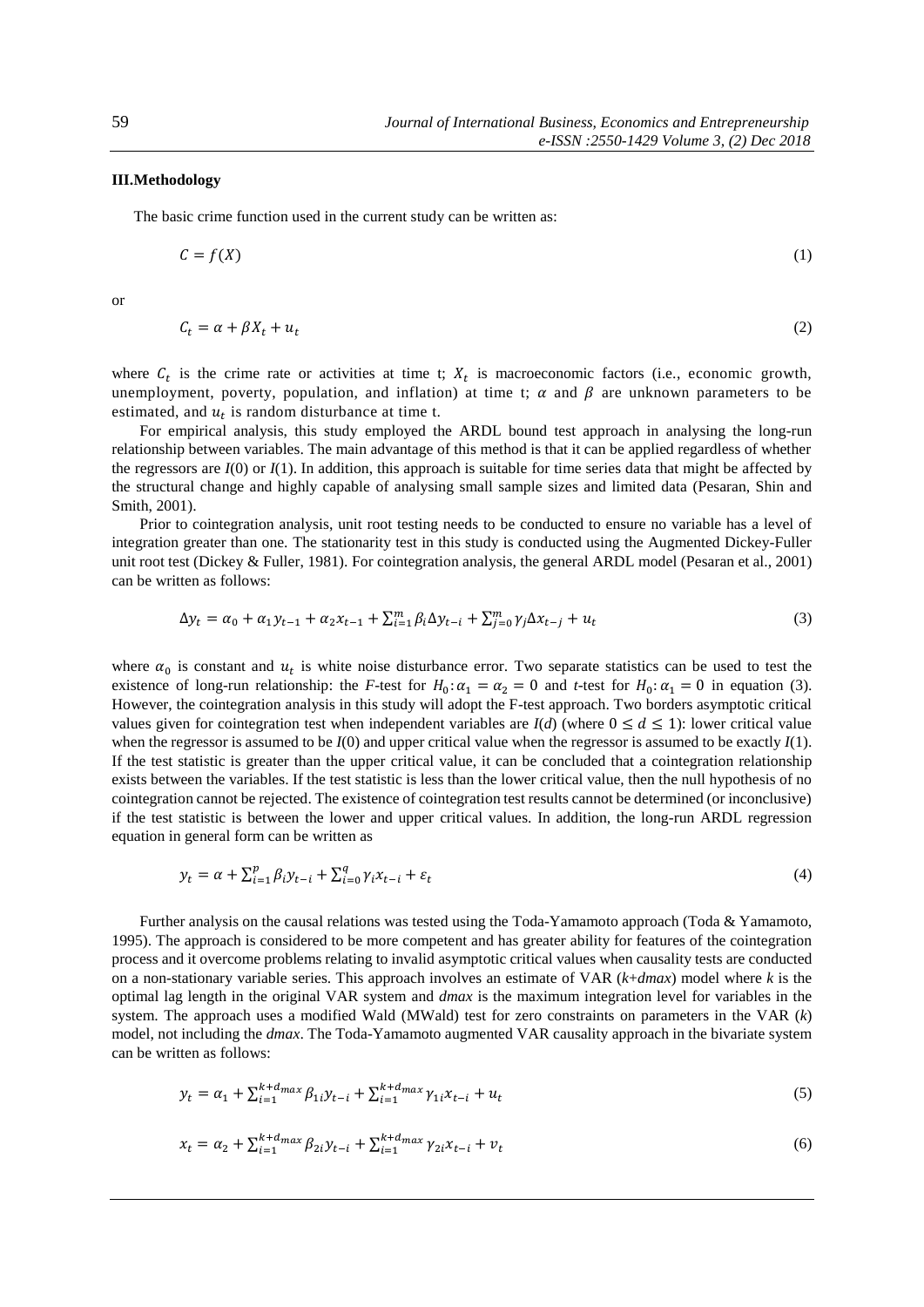## III.Methodology

The basic crime function used in the current study can be written as:

$$C = f(X) \tag{1}$$

or

$$C_t = \alpha + \beta X_t + u_t \tag{2}$$

where $C_t$ is the crime rate or activities at time t; $X_t$ is macroeconomic factors (i.e., economic growth, unemployment, poverty, population, and inflation) at time t; $\alpha$ and $\beta$ are unknown parameters to be estimated, and $u_t$ is random disturbance at time t.

For empirical analysis, this study employed the ARDL bound test approach in analysing the long-run relationship between variables. The main advantage of this method is that it can be applied regardless of whether the regressors are *I*(0) or *I*(1). In addition, this approach is suitable for time series data that might be affected by the structural change and highly capable of analysing small sample sizes and limited data (Pesaran, Shin and Smith, 2001).

Prior to cointegration analysis, unit root testing needs to be conducted to ensure no variable has a level of integration greater than one. The stationarity test in this study is conducted using the Augmented Dickey-Fuller unit root test (Dickey & Fuller, 1981). For cointegration analysis, the general ARDL model (Pesaran et al., 2001) can be written as follows:

$$\Delta y_t = \alpha_0 + \alpha_1 y_{t-1} + \alpha_2 x_{t-1} + \sum_{i=1}^{m} \beta_i \Delta y_{t-i} + \sum_{j=0}^{m} \gamma_j \Delta x_{t-j} + u_t \tag{3}$$

where $\alpha_0$ is constant and $u_t$ is white noise disturbance error. Two separate statistics can be used to test the existence of long-run relationship: the *F*-test for $H_0\colon \alpha_1 = \alpha_2 = 0$ and *t*-test for $H_0\colon \alpha_1 = 0$ in equation (3). However, the cointegration analysis in this study will adopt the F-test approach. Two borders asymptotic critical values given for cointegration test when independent variables are *I*(*d*) (where $0 \leq d \leq 1$): lower critical value when the regressor is assumed to be *I*(0) and upper critical value when the regressor is assumed to be exactly *I*(1). If the test statistic is greater than the upper critical value, it can be concluded that a cointegration relationship exists between the variables. If the test statistic is less than the lower critical value, then the null hypothesis of no cointegration cannot be rejected. The existence of cointegration test results cannot be determined (or inconclusive) if the test statistic is between the lower and upper critical values. In addition, the long-run ARDL regression equation in general form can be written as

$$y_t = \alpha + \sum_{i=1}^{p} \beta_i y_{t-i} + \sum_{i=0}^{q} \gamma_i x_{t-i} + \varepsilon_t \tag{4}$$

Further analysis on the causal relations was tested using the Toda-Yamamoto approach (Toda & Yamamoto, 1995). The approach is considered to be more competent and has greater ability for features of the cointegration process and it overcome problems relating to invalid asymptotic critical values when causality tests are conducted on a non-stationary variable series. This approach involves an estimate of VAR (*k*+*dmax*) model where *k* is the optimal lag length in the original VAR system and *dmax* is the maximum integration level for variables in the system. The approach uses a modified Wald (MWald) test for zero constraints on parameters in the VAR (*k*) model, not including the *dmax*. The Toda-Yamamoto augmented VAR causality approach in the bivariate system can be written as follows:

$$y_t = \alpha_1 + \sum_{i=1}^{k+d_{max}} \beta_{1i} y_{t-i} + \sum_{i=1}^{k+d_{max}} \gamma_{1i} x_{t-i} + u_t \tag{5}$$

$$x_t = \alpha_2 + \sum_{i=1}^{k+d_{max}} \beta_{2i} y_{t-i} + \sum_{i=1}^{k+d_{max}} \gamma_{2i} x_{t-i} + v_t \tag{6}$$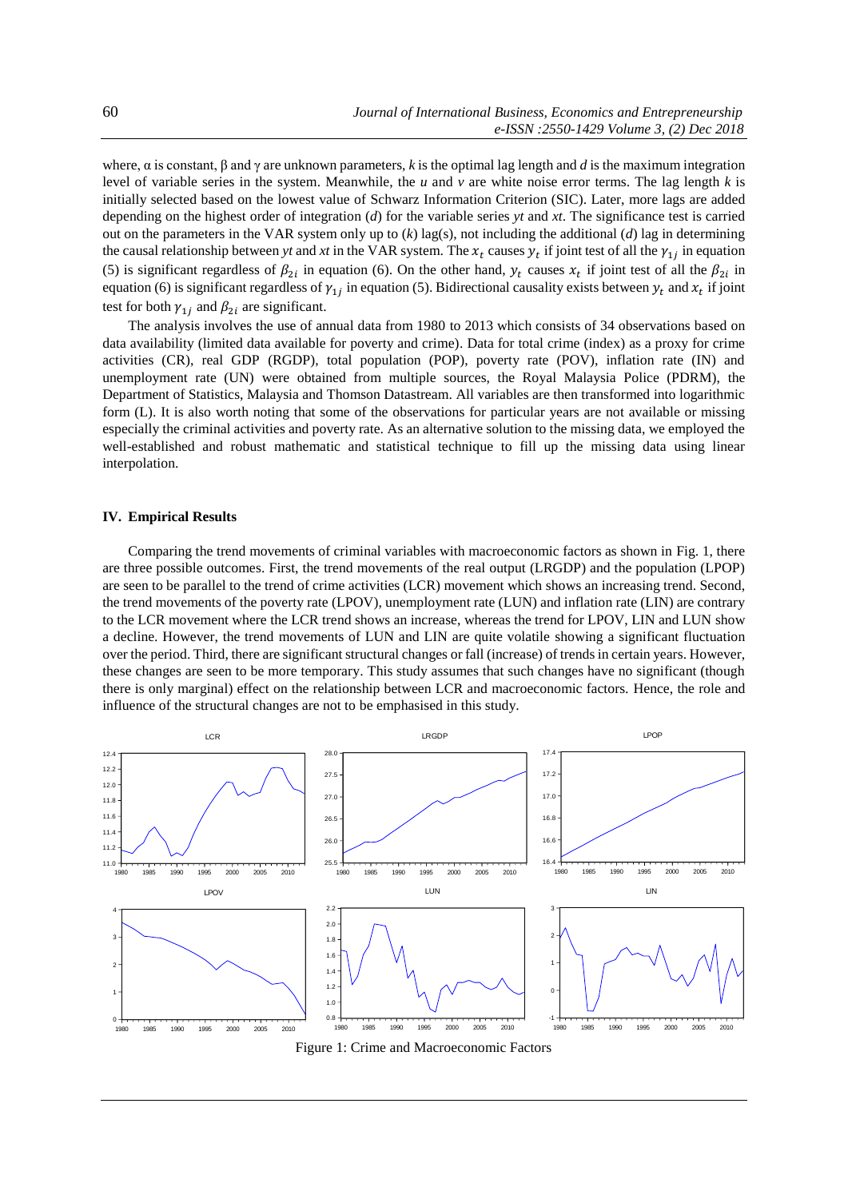where, α is constant, β and γ are unknown parameters, *k* is the optimal lag length and *d* is the maximum integration level of variable series in the system. Meanwhile, the *u* and *v* are white noise error terms. The lag length *k* is initially selected based on the lowest value of Schwarz Information Criterion (SIC). Later, more lags are added depending on the highest order of integration (*d*) for the variable series *yt* and *xt*. The significance test is carried out on the parameters in the VAR system only up to (*k*) lag(s), not including the additional (*d*) lag in determining the causal relationship between *yt* and *xt* in the VAR system. The $x_t$ causes $y_t$ if joint test of all the $\gamma_{1j}$ in equation (5) is significant regardless of $\beta_{2i}$ in equation (6). On the other hand, $y_t$ causes $x_t$ if joint test of all the $\beta_{2i}$ in equation (6) is significant regardless of $\gamma_{1j}$ in equation (5). Bidirectional causality exists between $y_t$ and $x_t$ if joint test for both $\gamma_{1j}$ and $\beta_{2i}$ are significant.

The analysis involves the use of annual data from 1980 to 2013 which consists of 34 observations based on data availability (limited data available for poverty and crime). Data for total crime (index) as a proxy for crime activities (CR), real GDP (RGDP), total population (POP), poverty rate (POV), inflation rate (IN) and unemployment rate (UN) were obtained from multiple sources, the Royal Malaysia Police (PDRM), the Department of Statistics, Malaysia and Thomson Datastream. All variables are then transformed into logarithmic form (L). It is also worth noting that some of the observations for particular years are not available or missing especially the criminal activities and poverty rate. As an alternative solution to the missing data, we employed the well-established and robust mathematic and statistical technique to fill up the missing data using linear interpolation.

## IV. Empirical Results

Comparing the trend movements of criminal variables with macroeconomic factors as shown in Fig. 1, there are three possible outcomes. First, the trend movements of the real output (LRGDP) and the population (LPOP) are seen to be parallel to the trend of crime activities (LCR) movement which shows an increasing trend. Second, the trend movements of the poverty rate (LPOV), unemployment rate (LUN) and inflation rate (LIN) are contrary to the LCR movement where the LCR trend shows an increase, whereas the trend for LPOV, LIN and LUN show a decline. However, the trend movements of LUN and LIN are quite volatile showing a significant fluctuation over the period. Third, there are significant structural changes or fall (increase) of trends in certain years. However, these changes are seen to be more temporary. This study assumes that such changes have no significant (though there is only marginal) effect on the relationship between LCR and macroeconomic factors. Hence, the role and influence of the structural changes are not to be emphasised in this study.

Figure 1: Crime and Macroeconomic Factors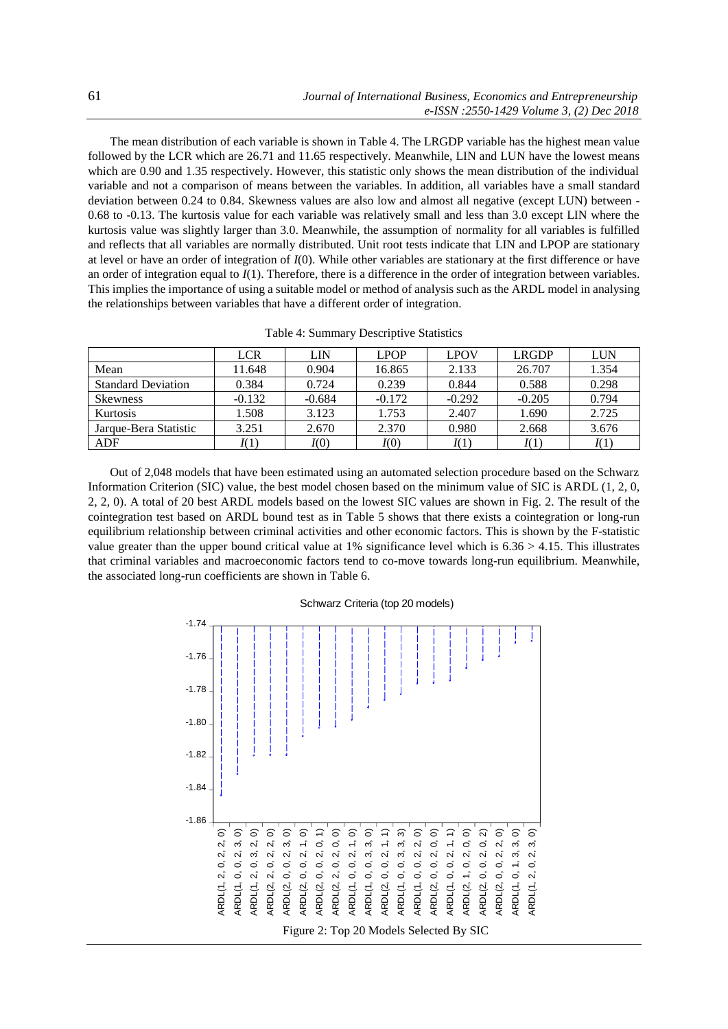The mean distribution of each variable is shown in Table 4. The LRGDP variable has the highest mean value followed by the LCR which are 26.71 and 11.65 respectively. Meanwhile, LIN and LUN have the lowest means which are 0.90 and 1.35 respectively. However, this statistic only shows the mean distribution of the individual variable and not a comparison of means between the variables. In addition, all variables have a small standard deviation between 0.24 to 0.84. Skewness values are also low and almost all negative (except LUN) between -0.68 to -0.13. The kurtosis value for each variable was relatively small and less than 3.0 except LIN where the kurtosis value was slightly larger than 3.0. Meanwhile, the assumption of normality for all variables is fulfilled and reflects that all variables are normally distributed. Unit root tests indicate that LIN and LPOP are stationary at level or have an order of integration of $I(0)$. While other variables are stationary at the first difference or have an order of integration equal to $I(1)$. Therefore, there is a difference in the order of integration between variables. This implies the importance of using a suitable model or method of analysis such as the ARDL model in analysing the relationships between variables that have a different order of integration.

Table 4: Summary Descriptive Statistics

| | LCR | LIN | LPOP | LPOV | LRGDP | LUN |
|---|---|---|---|---|---|---|
| Mean | 11.648 | 0.904 | 16.865 | 2.133 | 26.707 | 1.354 |
| Standard Deviation | 0.384 | 0.724 | 0.239 | 0.844 | 0.588 | 0.298 |
| Skewness | -0.132 | -0.684 | -0.172 | -0.292 | -0.205 | 0.794 |
| Kurtosis | 1.508 | 3.123 | 1.753 | 2.407 | 1.690 | 2.725 |
| Jarque-Bera Statistic | 3.251 | 2.670 | 2.370 | 0.980 | 2.668 | 3.676 |
| ADF | $I(1)$ | $I(0)$ | $I(0)$ | $I(1)$ | $I(1)$ | $I(1)$ |

Out of 2,048 models that have been estimated using an automated selection procedure based on the Schwarz Information Criterion (SIC) value, the best model chosen based on the minimum value of SIC is ARDL (1, 2, 0, 2, 2, 0). A total of 20 best ARDL models based on the lowest SIC values are shown in Fig. 2. The result of the cointegration test based on ARDL bound test as in Table 5 shows that there exists a cointegration or long-run equilibrium relationship between criminal activities and other economic factors. This is shown by the F-statistic value greater than the upper bound critical value at 1% significance level which is $6.36 > 4.15$. This illustrates that criminal variables and macroeconomic factors tend to co-move towards long-run equilibrium. Meanwhile, the associated long-run coefficients are shown in Table 6.

Figure 2: Top 20 Models Selected By SIC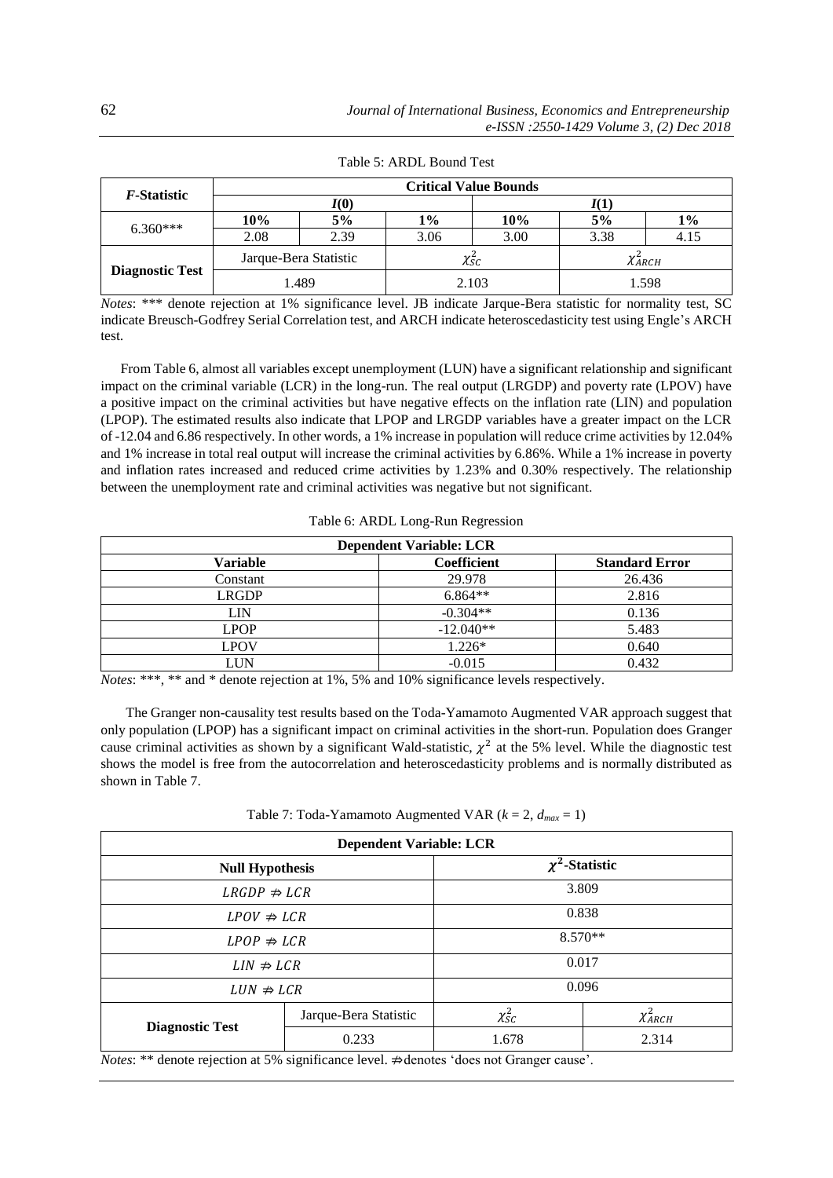Table 5: ARDL Bound Test

| *F*-Statistic | Critical Value Bounds | | | | | |
|---|---|---|---|---|---|---|
| | $I(0)$ | | | $I(1)$ | | |
| | **10%** | **5%** | **1%** | **10%** | **5%** | **1%** |
| 6.360*** | 2.08 | 2.39 | 3.06 | 3.00 | 3.38 | 4.15 |
| **Diagnostic Test** | Jarque-Bera Statistic | | $\chi^2_{SC}$ | | $\chi^2_{ARCH}$ | |
| | 1.489 | | 2.103 | | 1.598 | |

*Notes*: *** denote rejection at 1% significance level. JB indicate Jarque-Bera statistic for normality test, SC indicate Breusch-Godfrey Serial Correlation test, and ARCH indicate heteroscedasticity test using Engle's ARCH test.

From Table 6, almost all variables except unemployment (LUN) have a significant relationship and significant impact on the criminal variable (LCR) in the long-run. The real output (LRGDP) and poverty rate (LPOV) have a positive impact on the criminal activities but have negative effects on the inflation rate (LIN) and population (LPOP). The estimated results also indicate that LPOP and LRGDP variables have a greater impact on the LCR of -12.04 and 6.86 respectively. In other words, a 1% increase in population will reduce crime activities by 12.04% and 1% increase in total real output will increase the criminal activities by 6.86%. While a 1% increase in poverty and inflation rates increased and reduced crime activities by 1.23% and 0.30% respectively. The relationship between the unemployment rate and criminal activities was negative but not significant.

Table 6: ARDL Long-Run Regression

| Dependent Variable: LCR | | |
|---|---|---|
| **Variable** | **Coefficient** | **Standard Error** |
| Constant | 29.978 | 26.436 |
| LRGDP | 6.864** | 2.816 |
| LIN | -0.304** | 0.136 |
| LPOP | -12.040** | 5.483 |
| LPOV | 1.226* | 0.640 |
| LUN | -0.015 | 0.432 |

*Notes*: ***, ** and * denote rejection at 1%, 5% and 10% significance levels respectively.

The Granger non-causality test results based on the Toda-Yamamoto Augmented VAR approach suggest that only population (LPOP) has a significant impact on criminal activities in the short-run. Population does Granger cause criminal activities as shown by a significant Wald-statistic, $\chi^2$ at the 5% level. While the diagnostic test shows the model is free from the autocorrelation and heteroscedasticity problems and is normally distributed as shown in Table 7.

Table 7: Toda-Yamamoto Augmented VAR ($k = 2$, $d_{max} = 1$)

| Dependent Variable: LCR | | | |
|---|---|---|---|
| **Null Hypothesis** | | **$\chi^2$-Statistic** | |
| $LRGDP \nRightarrow LCR$ | | 3.809 | |
| $LPOV \nRightarrow LCR$ | | 0.838 | |
| $LPOP \nRightarrow LCR$ | | 8.570** | |
| $LIN \nRightarrow LCR$ | | 0.017 | |
| $LUN \nRightarrow LCR$ | | 0.096 | |
| **Diagnostic Test** | Jarque-Bera Statistic | $\chi^2_{SC}$ | $\chi^2_{ARCH}$ |
| | 0.233 | 1.678 | 2.314 |

*Notes*: ** denote rejection at 5% significance level. $\nRightarrow$ denotes 'does not Granger cause'.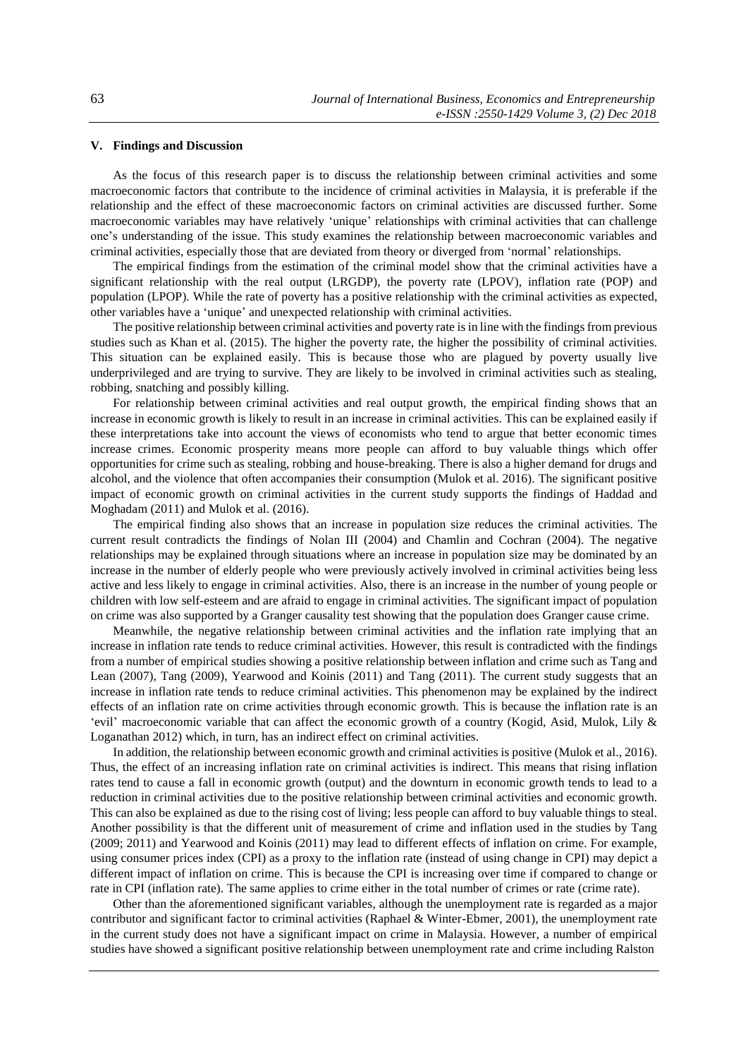### V. Findings and Discussion

As the focus of this research paper is to discuss the relationship between criminal activities and some macroeconomic factors that contribute to the incidence of criminal activities in Malaysia, it is preferable if the relationship and the effect of these macroeconomic factors on criminal activities are discussed further. Some macroeconomic variables may have relatively 'unique' relationships with criminal activities that can challenge one's understanding of the issue. This study examines the relationship between macroeconomic variables and criminal activities, especially those that are deviated from theory or diverged from 'normal' relationships.

The empirical findings from the estimation of the criminal model show that the criminal activities have a significant relationship with the real output (LRGDP), the poverty rate (LPOV), inflation rate (POP) and population (LPOP). While the rate of poverty has a positive relationship with the criminal activities as expected, other variables have a 'unique' and unexpected relationship with criminal activities.

The positive relationship between criminal activities and poverty rate is in line with the findings from previous studies such as Khan et al. (2015). The higher the poverty rate, the higher the possibility of criminal activities. This situation can be explained easily. This is because those who are plagued by poverty usually live underprivileged and are trying to survive. They are likely to be involved in criminal activities such as stealing, robbing, snatching and possibly killing.

For relationship between criminal activities and real output growth, the empirical finding shows that an increase in economic growth is likely to result in an increase in criminal activities. This can be explained easily if these interpretations take into account the views of economists who tend to argue that better economic times increase crimes. Economic prosperity means more people can afford to buy valuable things which offer opportunities for crime such as stealing, robbing and house-breaking. There is also a higher demand for drugs and alcohol, and the violence that often accompanies their consumption (Mulok et al. 2016). The significant positive impact of economic growth on criminal activities in the current study supports the findings of Haddad and Moghadam (2011) and Mulok et al. (2016).

The empirical finding also shows that an increase in population size reduces the criminal activities. The current result contradicts the findings of Nolan III (2004) and Chamlin and Cochran (2004). The negative relationships may be explained through situations where an increase in population size may be dominated by an increase in the number of elderly people who were previously actively involved in criminal activities being less active and less likely to engage in criminal activities. Also, there is an increase in the number of young people or children with low self-esteem and are afraid to engage in criminal activities. The significant impact of population on crime was also supported by a Granger causality test showing that the population does Granger cause crime.

Meanwhile, the negative relationship between criminal activities and the inflation rate implying that an increase in inflation rate tends to reduce criminal activities. However, this result is contradicted with the findings from a number of empirical studies showing a positive relationship between inflation and crime such as Tang and Lean (2007), Tang (2009), Yearwood and Koinis (2011) and Tang (2011). The current study suggests that an increase in inflation rate tends to reduce criminal activities. This phenomenon may be explained by the indirect effects of an inflation rate on crime activities through economic growth. This is because the inflation rate is an 'evil' macroeconomic variable that can affect the economic growth of a country (Kogid, Asid, Mulok, Lily & Loganathan 2012) which, in turn, has an indirect effect on criminal activities.

In addition, the relationship between economic growth and criminal activities is positive (Mulok et al., 2016). Thus, the effect of an increasing inflation rate on criminal activities is indirect. This means that rising inflation rates tend to cause a fall in economic growth (output) and the downturn in economic growth tends to lead to a reduction in criminal activities due to the positive relationship between criminal activities and economic growth. This can also be explained as due to the rising cost of living; less people can afford to buy valuable things to steal. Another possibility is that the different unit of measurement of crime and inflation used in the studies by Tang (2009; 2011) and Yearwood and Koinis (2011) may lead to different effects of inflation on crime. For example, using consumer prices index (CPI) as a proxy to the inflation rate (instead of using change in CPI) may depict a different impact of inflation on crime. This is because the CPI is increasing over time if compared to change or rate in CPI (inflation rate). The same applies to crime either in the total number of crimes or rate (crime rate).

Other than the aforementioned significant variables, although the unemployment rate is regarded as a major contributor and significant factor to criminal activities (Raphael & Winter-Ebmer, 2001), the unemployment rate in the current study does not have a significant impact on crime in Malaysia. However, a number of empirical studies have showed a significant positive relationship between unemployment rate and crime including Ralston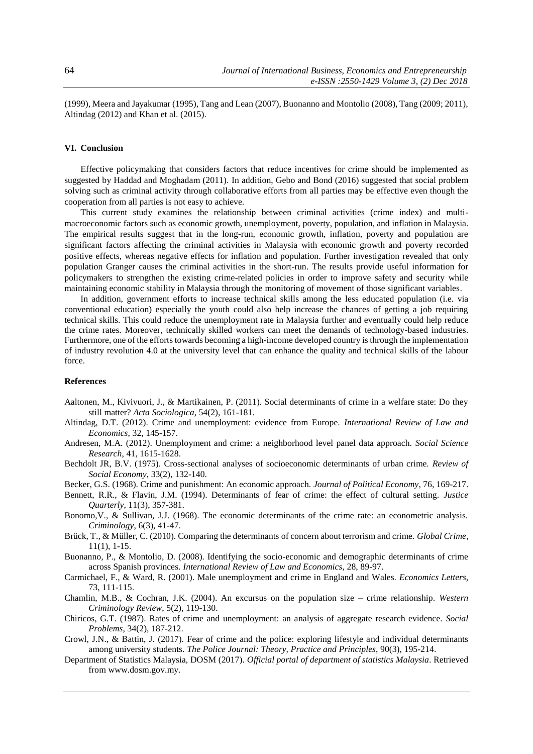(1999), Meera and Jayakumar (1995), Tang and Lean (2007), Buonanno and Montolio (2008), Tang (2009; 2011), Altindag (2012) and Khan et al. (2015).

## VI. Conclusion

Effective policymaking that considers factors that reduce incentives for crime should be implemented as suggested by Haddad and Moghadam (2011). In addition, Gebo and Bond (2016) suggested that social problem solving such as criminal activity through collaborative efforts from all parties may be effective even though the cooperation from all parties is not easy to achieve.

This current study examines the relationship between criminal activities (crime index) and multi-macroeconomic factors such as economic growth, unemployment, poverty, population, and inflation in Malaysia. The empirical results suggest that in the long-run, economic growth, inflation, poverty and population are significant factors affecting the criminal activities in Malaysia with economic growth and poverty recorded positive effects, whereas negative effects for inflation and population. Further investigation revealed that only population Granger causes the criminal activities in the short-run. The results provide useful information for policymakers to strengthen the existing crime-related policies in order to improve safety and security while maintaining economic stability in Malaysia through the monitoring of movement of those significant variables.

In addition, government efforts to increase technical skills among the less educated population (i.e. via conventional education) especially the youth could also help increase the chances of getting a job requiring technical skills. This could reduce the unemployment rate in Malaysia further and eventually could help reduce the crime rates. Moreover, technically skilled workers can meet the demands of technology-based industries. Furthermore, one of the efforts towards becoming a high-income developed country is through the implementation of industry revolution 4.0 at the university level that can enhance the quality and technical skills of the labour force.

## References

Aaltonen, M., Kivivuori, J., & Martikainen, P. (2011). Social determinants of crime in a welfare state: Do they still matter? *Acta Sociologica*, 54(2), 161-181.

Altindag, D.T. (2012). Crime and unemployment: evidence from Europe. *International Review of Law and Economics*, 32, 145-157.

Andresen, M.A. (2012). Unemployment and crime: a neighborhood level panel data approach. *Social Science Research*, 41, 1615-1628.

Bechdolt JR, B.V. (1975). Cross-sectional analyses of socioeconomic determinants of urban crime. *Review of Social Economy*, 33(2), 132-140.

Becker, G.S. (1968). Crime and punishment: An economic approach. *Journal of Political Economy*, 76, 169-217.

Bennett, R.R., & Flavin, J.M. (1994). Determinants of fear of crime: the effect of cultural setting. *Justice Quarterly*, 11(3), 357-381.

Bonomo,V., & Sullivan, J.J. (1968). The economic determinants of the crime rate: an econometric analysis. *Criminology*, 6(3), 41-47.

Brück, T., & Müller, C. (2010). Comparing the determinants of concern about terrorism and crime. *Global Crime*, 11(1), 1-15.

Buonanno, P., & Montolio, D. (2008). Identifying the socio-economic and demographic determinants of crime across Spanish provinces. *International Review of Law and Economics*, 28, 89-97.

Carmichael, F., & Ward, R. (2001). Male unemployment and crime in England and Wales. *Economics Letters*, 73, 111-115.

Chamlin, M.B., & Cochran, J.K. (2004). An excursus on the population size – crime relationship. *Western Criminology Review*, 5(2), 119-130.

Chiricos, G.T. (1987). Rates of crime and unemployment: an analysis of aggregate research evidence. *Social Problems*, 34(2), 187-212.

Crowl, J.N., & Battin, J. (2017). Fear of crime and the police: exploring lifestyle and individual determinants among university students. *The Police Journal: Theory, Practice and Principles*, 90(3), 195-214.

Department of Statistics Malaysia, DOSM (2017). *Official portal of department of statistics Malaysia*. Retrieved from www.dosm.gov.my.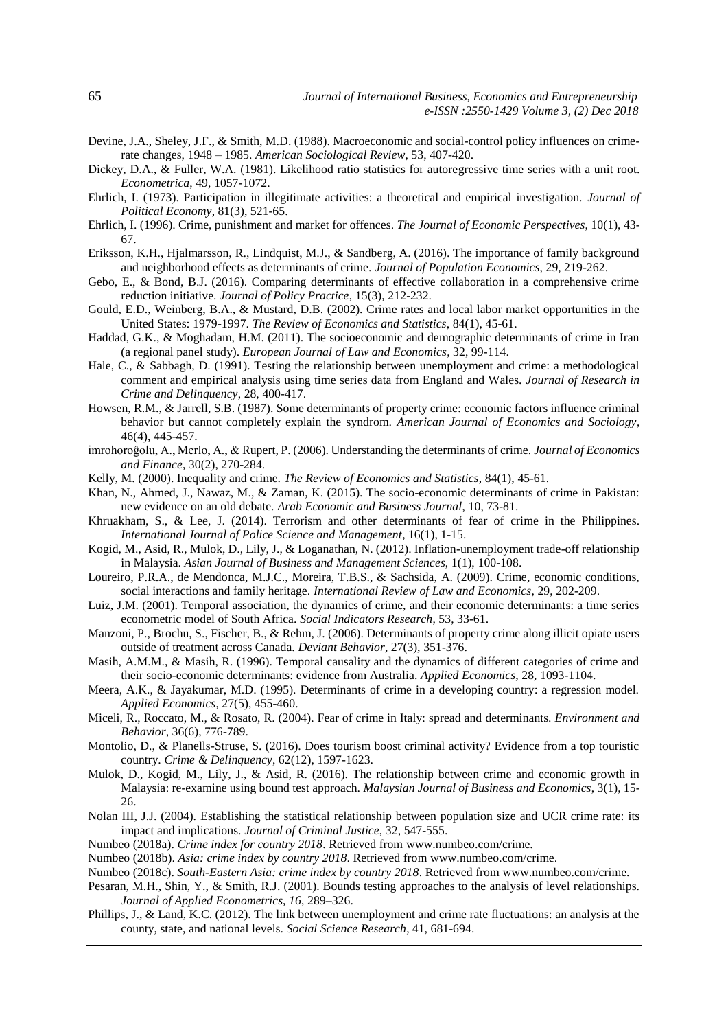Devine, J.A., Sheley, J.F., & Smith, M.D. (1988). Macroeconomic and social-control policy influences on crime-rate changes, 1948 – 1985. *American Sociological Review*, 53, 407-420.

Dickey, D.A., & Fuller, W.A. (1981). Likelihood ratio statistics for autoregressive time series with a unit root. *Econometrica*, 49, 1057-1072.

Ehrlich, I. (1973). Participation in illegitimate activities: a theoretical and empirical investigation. *Journal of Political Economy*, 81(3), 521-65.

Ehrlich, I. (1996). Crime, punishment and market for offences. *The Journal of Economic Perspectives*, 10(1), 43-67.

Eriksson, K.H., Hjalmarsson, R., Lindquist, M.J., & Sandberg, A. (2016). The importance of family background and neighborhood effects as determinants of crime. *Journal of Population Economics*, 29, 219-262.

Gebo, E., & Bond, B.J. (2016). Comparing determinants of effective collaboration in a comprehensive crime reduction initiative. *Journal of Policy Practice*, 15(3), 212-232.

Gould, E.D., Weinberg, B.A., & Mustard, D.B. (2002). Crime rates and local labor market opportunities in the United States: 1979-1997. *The Review of Economics and Statistics*, 84(1), 45-61.

Haddad, G.K., & Moghadam, H.M. (2011). The socioeconomic and demographic determinants of crime in Iran (a regional panel study). *European Journal of Law and Economics*, 32, 99-114.

Hale, C., & Sabbagh, D. (1991). Testing the relationship between unemployment and crime: a methodological comment and empirical analysis using time series data from England and Wales. *Journal of Research in Crime and Delinquency*, 28, 400-417.

Howsen, R.M., & Jarrell, S.B. (1987). Some determinants of property crime: economic factors influence criminal behavior but cannot completely explain the syndrom. *American Journal of Economics and Sociology*, 46(4), 445-457.

imrohoroĝolu, A., Merlo, A., & Rupert, P. (2006). Understanding the determinants of crime. *Journal of Economics and Finance*, 30(2), 270-284.

Kelly, M. (2000). Inequality and crime. *The Review of Economics and Statistics*, 84(1), 45-61.

Khan, N., Ahmed, J., Nawaz, M., & Zaman, K. (2015). The socio-economic determinants of crime in Pakistan: new evidence on an old debate. *Arab Economic and Business Journal*, 10, 73-81.

Khruakham, S., & Lee, J. (2014). Terrorism and other determinants of fear of crime in the Philippines. *International Journal of Police Science and Management*, 16(1), 1-15.

Kogid, M., Asid, R., Mulok, D., Lily, J., & Loganathan, N. (2012). Inflation-unemployment trade-off relationship in Malaysia. *Asian Journal of Business and Management Sciences*, 1(1), 100-108.

Loureiro, P.R.A., de Mendonca, M.J.C., Moreira, T.B.S., & Sachsida, A. (2009). Crime, economic conditions, social interactions and family heritage. *International Review of Law and Economics*, 29, 202-209.

Luiz, J.M. (2001). Temporal association, the dynamics of crime, and their economic determinants: a time series econometric model of South Africa. *Social Indicators Research*, 53, 33-61.

Manzoni, P., Brochu, S., Fischer, B., & Rehm, J. (2006). Determinants of property crime along illicit opiate users outside of treatment across Canada. *Deviant Behavior*, 27(3), 351-376.

Masih, A.M.M., & Masih, R. (1996). Temporal causality and the dynamics of different categories of crime and their socio-economic determinants: evidence from Australia. *Applied Economics*, 28, 1093-1104.

Meera, A.K., & Jayakumar, M.D. (1995). Determinants of crime in a developing country: a regression model. *Applied Economics*, 27(5), 455-460.

Miceli, R., Roccato, M., & Rosato, R. (2004). Fear of crime in Italy: spread and determinants. *Environment and Behavior*, 36(6), 776-789.

Montolio, D., & Planells-Struse, S. (2016). Does tourism boost criminal activity? Evidence from a top touristic country. *Crime & Delinquency*, 62(12), 1597-1623.

Mulok, D., Kogid, M., Lily, J., & Asid, R. (2016). The relationship between crime and economic growth in Malaysia: re-examine using bound test approach. *Malaysian Journal of Business and Economics*, 3(1), 15-26.

Nolan III, J.J. (2004). Establishing the statistical relationship between population size and UCR crime rate: its impact and implications. *Journal of Criminal Justice*, 32, 547-555.

Numbeo (2018a). *Crime index for country 2018*. Retrieved from www.numbeo.com/crime.

Numbeo (2018b). *Asia: crime index by country 2018*. Retrieved from www.numbeo.com/crime.

Numbeo (2018c). *South-Eastern Asia: crime index by country 2018*. Retrieved from www.numbeo.com/crime.

Pesaran, M.H., Shin, Y., & Smith, R.J. (2001). Bounds testing approaches to the analysis of level relationships. *Journal of Applied Econometrics*, *16*, 289–326.

Phillips, J., & Land, K.C. (2012). The link between unemployment and crime rate fluctuations: an analysis at the county, state, and national levels. *Social Science Research*, 41, 681-694.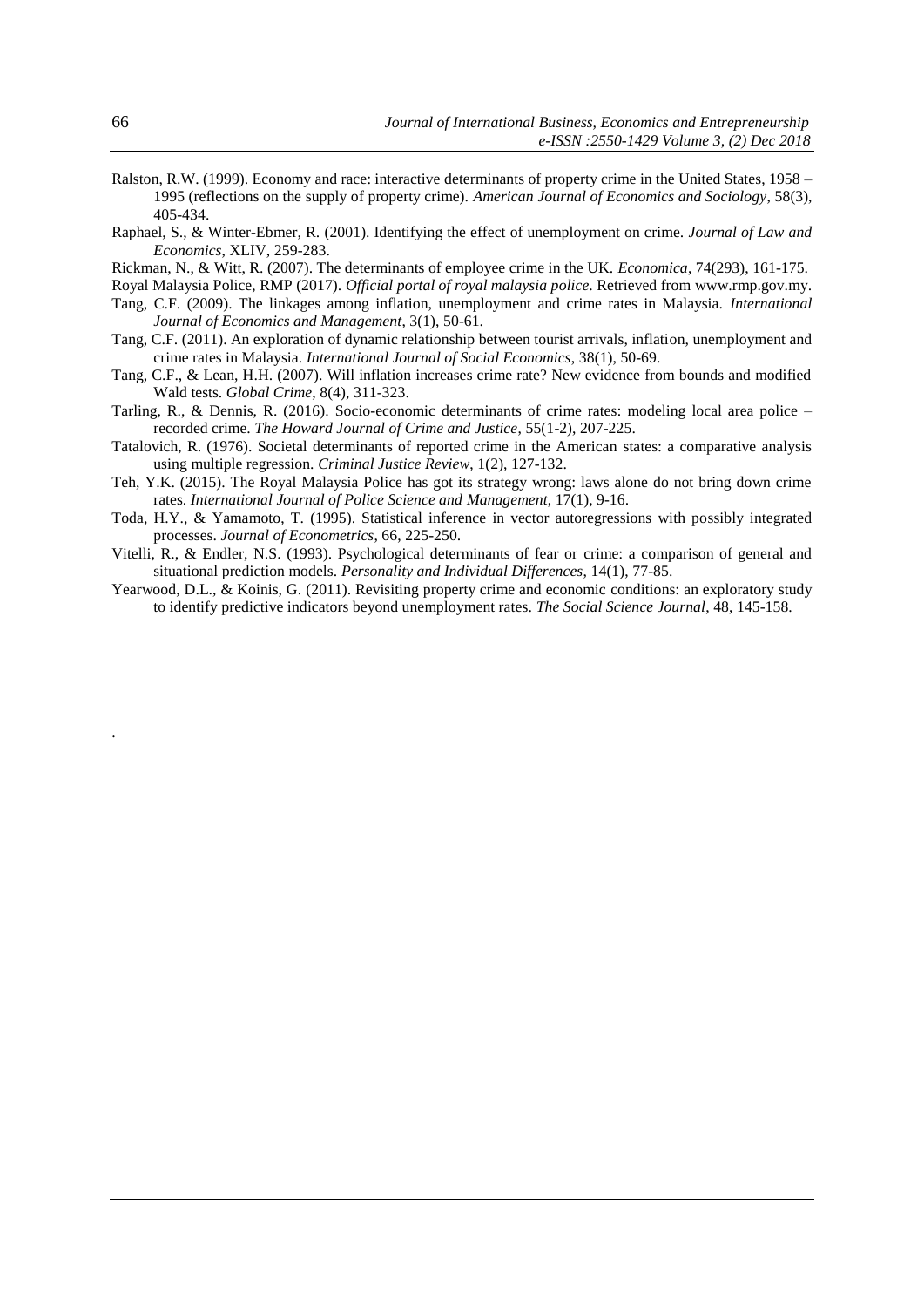Ralston, R.W. (1999). Economy and race: interactive determinants of property crime in the United States, 1958 – 1995 (reflections on the supply of property crime). *American Journal of Economics and Sociology*, 58(3), 405-434.

Raphael, S., & Winter-Ebmer, R. (2001). Identifying the effect of unemployment on crime. *Journal of Law and Economics*, XLIV, 259-283.

Rickman, N., & Witt, R. (2007). The determinants of employee crime in the UK. *Economica*, 74(293), 161-175.

Royal Malaysia Police, RMP (2017). *Official portal of royal malaysia police*. Retrieved from www.rmp.gov.my.

Tang, C.F. (2009). The linkages among inflation, unemployment and crime rates in Malaysia. *International Journal of Economics and Management*, 3(1), 50-61.

Tang, C.F. (2011). An exploration of dynamic relationship between tourist arrivals, inflation, unemployment and crime rates in Malaysia. *International Journal of Social Economics*, 38(1), 50-69.

Tang, C.F., & Lean, H.H. (2007). Will inflation increases crime rate? New evidence from bounds and modified Wald tests. *Global Crime*, 8(4), 311-323.

Tarling, R., & Dennis, R. (2016). Socio-economic determinants of crime rates: modeling local area police – recorded crime. *The Howard Journal of Crime and Justice*, 55(1-2), 207-225.

Tatalovich, R. (1976). Societal determinants of reported crime in the American states: a comparative analysis using multiple regression. *Criminal Justice Review*, 1(2), 127-132.

Teh, Y.K. (2015). The Royal Malaysia Police has got its strategy wrong: laws alone do not bring down crime rates. *International Journal of Police Science and Management*, 17(1), 9-16.

Toda, H.Y., & Yamamoto, T. (1995). Statistical inference in vector autoregressions with possibly integrated processes. *Journal of Econometrics*, 66, 225-250.

Vitelli, R., & Endler, N.S. (1993). Psychological determinants of fear or crime: a comparison of general and situational prediction models. *Personality and Individual Differences*, 14(1), 77-85.

Yearwood, D.L., & Koinis, G. (2011). Revisiting property crime and economic conditions: an exploratory study to identify predictive indicators beyond unemployment rates. *The Social Science Journal*, 48, 145-158.